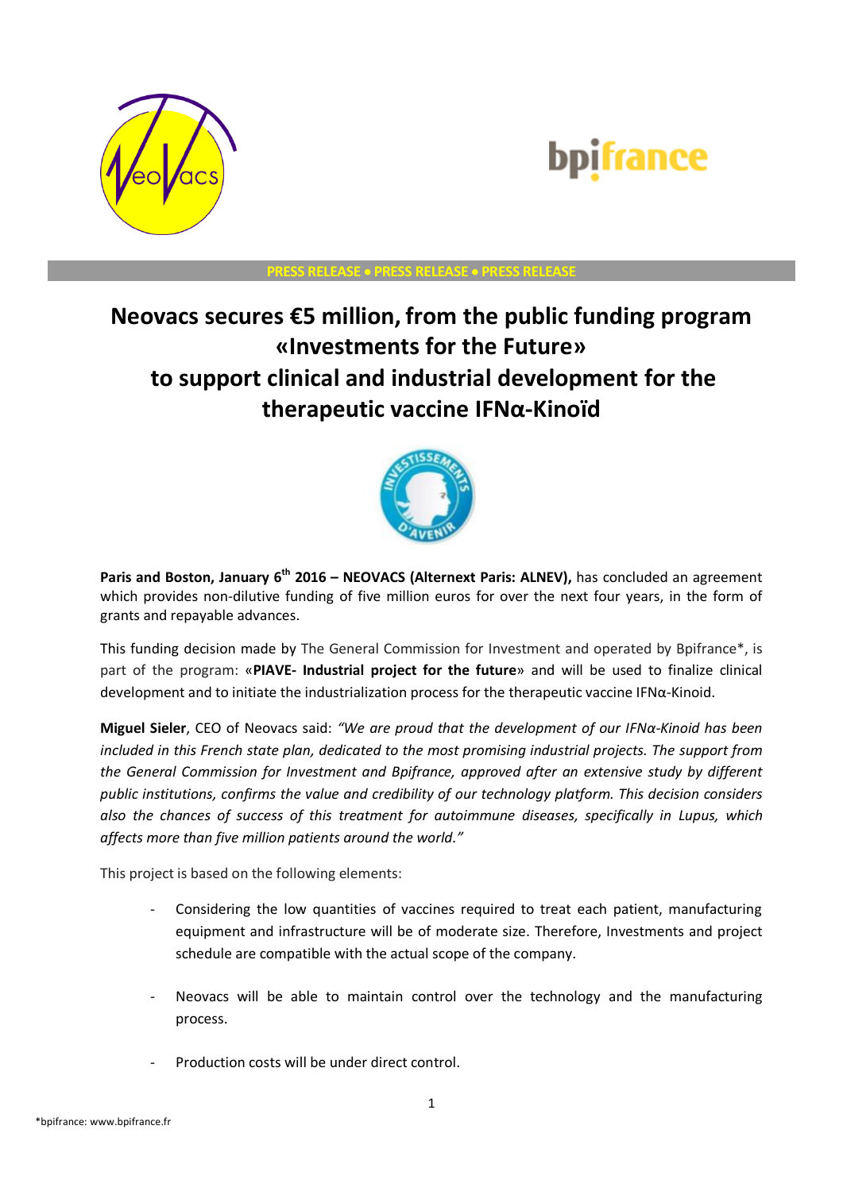PRESS RELEASE • PRESS RELEASE • PRESS RELEASE

# Neovacs secures €5 million, from the public funding program «Investments for the Future» to support clinical and industrial development for the therapeutic vaccine IFNα-Kinoïd

**Paris and Boston, January 6th 2016 – NEOVACS (Alternext Paris: ALNEV),** has concluded an agreement which provides non-dilutive funding of five million euros for over the next four years, in the form of grants and repayable advances.

This funding decision made by The General Commission for Investment and operated by Bpifrance*, is part of the program: «**PIAVE- Industrial project for the future**» and will be used to finalize clinical development and to initiate the industrialization process for the therapeutic vaccine IFNα-Kinoid.

**Miguel Sieler**, CEO of Neovacs said: *"We are proud that the development of our IFNα-Kinoid has been included in this French state plan, dedicated to the most promising industrial projects. The support from the General Commission for Investment and Bpifrance, approved after an extensive study by different public institutions, confirms the value and credibility of our technology platform. This decision considers also the chances of success of this treatment for autoimmune diseases, specifically in Lupus, which affects more than five million patients around the world."*

This project is based on the following elements:

- Considering the low quantities of vaccines required to treat each patient, manufacturing equipment and infrastructure will be of moderate size. Therefore, Investments and project schedule are compatible with the actual scope of the company.
- Neovacs will be able to maintain control over the technology and the manufacturing process.
- Production costs will be under direct control.

*bpifrance: www.bpifrance.fr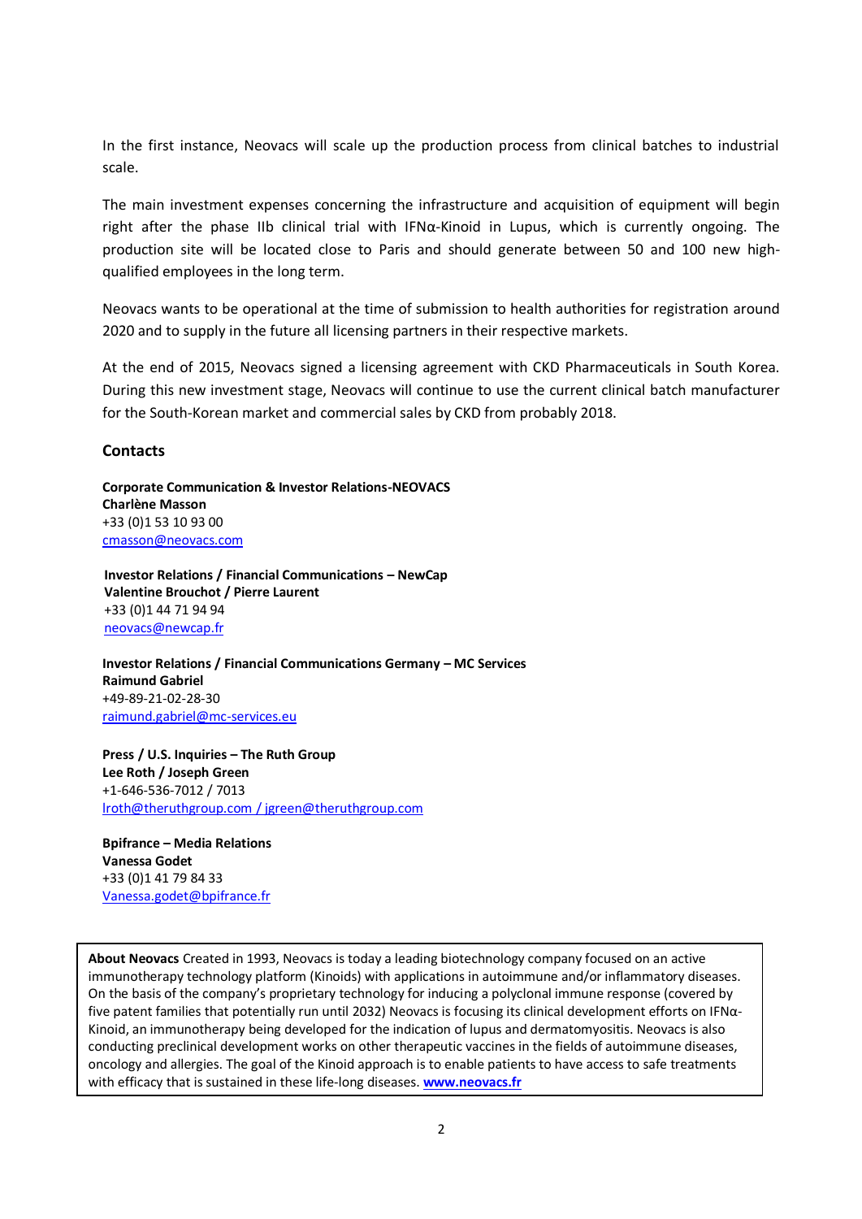In the first instance, Neovacs will scale up the production process from clinical batches to industrial scale.

The main investment expenses concerning the infrastructure and acquisition of equipment will begin right after the phase IIb clinical trial with IFNα-Kinoid in Lupus, which is currently ongoing. The production site will be located close to Paris and should generate between 50 and 100 new high-qualified employees in the long term.

Neovacs wants to be operational at the time of submission to health authorities for registration around 2020 and to supply in the future all licensing partners in their respective markets.

At the end of 2015, Neovacs signed a licensing agreement with CKD Pharmaceuticals in South Korea. During this new investment stage, Neovacs will continue to use the current clinical batch manufacturer for the South-Korean market and commercial sales by CKD from probably 2018.

## Contacts

**Corporate Communication & Investor Relations-NEOVACS**
**Charlène Masson**
+33 (0)1 53 10 93 00
cmasson@neovacs.com

**Investor Relations / Financial Communications – NewCap**
**Valentine Brouchot / Pierre Laurent**
+33 (0)1 44 71 94 94
neovacs@newcap.fr

**Investor Relations / Financial Communications Germany – MC Services**
**Raimund Gabriel**
+49-89-21-02-28-30
raimund.gabriel@mc-services.eu

**Press / U.S. Inquiries – The Ruth Group**
**Lee Roth / Joseph Green**
+1-646-536-7012 / 7013
lroth@theruthgroup.com / jgreen@theruthgroup.com

**Bpifrance – Media Relations**
**Vanessa Godet**
+33 (0)1 41 79 84 33
Vanessa.godet@bpifrance.fr

**About Neovacs** Created in 1993, Neovacs is today a leading biotechnology company focused on an active immunotherapy technology platform (Kinoids) with applications in autoimmune and/or inflammatory diseases. On the basis of the company's proprietary technology for inducing a polyclonal immune response (covered by five patent families that potentially run until 2032) Neovacs is focusing its clinical development efforts on IFNα-Kinoid, an immunotherapy being developed for the indication of lupus and dermatomyositis. Neovacs is also conducting preclinical development works on other therapeutic vaccines in the fields of autoimmune diseases, oncology and allergies. The goal of the Kinoid approach is to enable patients to have access to safe treatments with efficacy that is sustained in these life-long diseases. **www.neovacs.fr**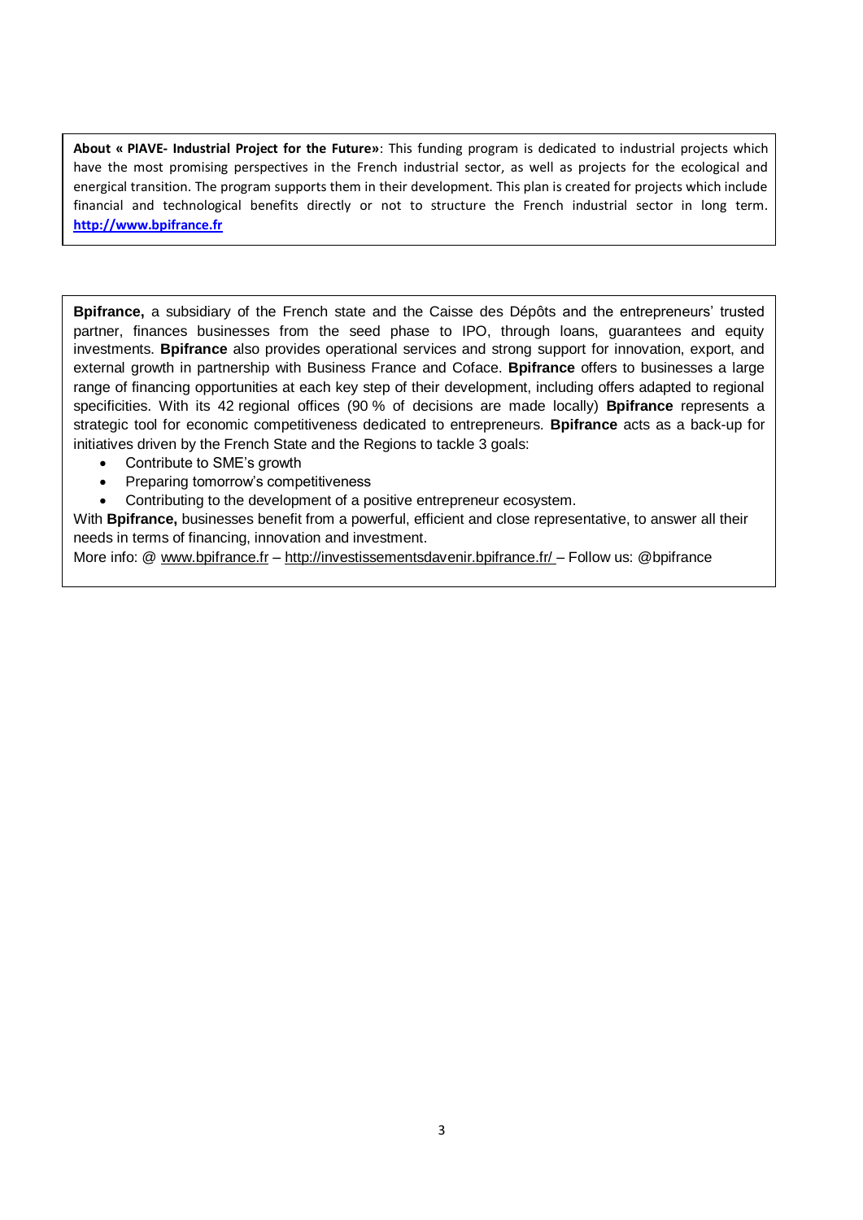**About « PIAVE- Industrial Project for the Future»**: This funding program is dedicated to industrial projects which have the most promising perspectives in the French industrial sector, as well as projects for the ecological and energical transition. The program supports them in their development. This plan is created for projects which include financial and technological benefits directly or not to structure the French industrial sector in long term. **http://www.bpifrance.fr**

**Bpifrance,** a subsidiary of the French state and the Caisse des Dépôts and the entrepreneurs' trusted partner, finances businesses from the seed phase to IPO, through loans, guarantees and equity investments. **Bpifrance** also provides operational services and strong support for innovation, export, and external growth in partnership with Business France and Coface. **Bpifrance** offers to businesses a large range of financing opportunities at each key step of their development, including offers adapted to regional specificities. With its 42 regional offices (90 % of decisions are made locally) **Bpifrance** represents a strategic tool for economic competitiveness dedicated to entrepreneurs. **Bpifrance** acts as a back-up for initiatives driven by the French State and the Regions to tackle 3 goals:

- Contribute to SME's growth
- Preparing tomorrow's competitiveness
- Contributing to the development of a positive entrepreneur ecosystem.

With **Bpifrance,** businesses benefit from a powerful, efficient and close representative, to answer all their needs in terms of financing, innovation and investment.

More info: @ www.bpifrance.fr – http://investissementsdavenir.bpifrance.fr/ – Follow us: @bpifrance